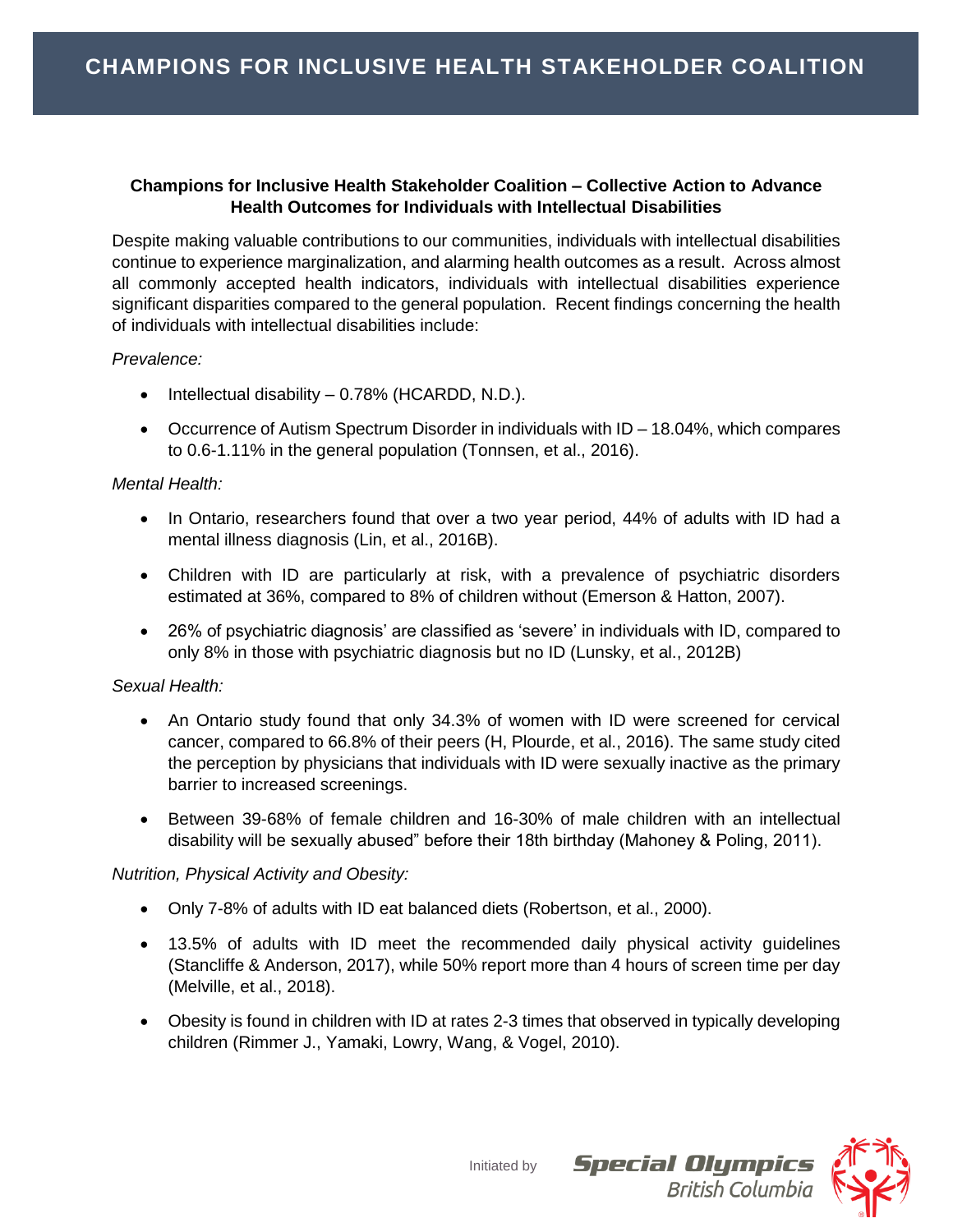# CHAMPIONS FOR INCLUSIVE HEALTH STAKEHOLDER COALITION

**Champions for Inclusive Health Stakeholder Coalition – Collective Action to Advance Health Outcomes for Individuals with Intellectual Disabilities**

Despite making valuable contributions to our communities, individuals with intellectual disabilities continue to experience marginalization, and alarming health outcomes as a result. Across almost all commonly accepted health indicators, individuals with intellectual disabilities experience significant disparities compared to the general population. Recent findings concerning the health of individuals with intellectual disabilities include:

*Prevalence:*

- Intellectual disability – 0.78% (HCARDD, N.D.).
- Occurrence of Autism Spectrum Disorder in individuals with ID – 18.04%, which compares to 0.6-1.11% in the general population (Tonnsen, et al., 2016).

*Mental Health:*

- In Ontario, researchers found that over a two year period, 44% of adults with ID had a mental illness diagnosis (Lin, et al., 2016B).
- Children with ID are particularly at risk, with a prevalence of psychiatric disorders estimated at 36%, compared to 8% of children without (Emerson & Hatton, 2007).
- 26% of psychiatric diagnosis' are classified as 'severe' in individuals with ID, compared to only 8% in those with psychiatric diagnosis but no ID (Lunsky, et al., 2012B)

*Sexual Health:*

- An Ontario study found that only 34.3% of women with ID were screened for cervical cancer, compared to 66.8% of their peers (H, Plourde, et al., 2016). The same study cited the perception by physicians that individuals with ID were sexually inactive as the primary barrier to increased screenings.
- Between 39-68% of female children and 16-30% of male children with an intellectual disability will be sexually abused" before their 18th birthday (Mahoney & Poling, 2011).

*Nutrition, Physical Activity and Obesity:*

- Only 7-8% of adults with ID eat balanced diets (Robertson, et al., 2000).
- 13.5% of adults with ID meet the recommended daily physical activity guidelines (Stancliffe & Anderson, 2017), while 50% report more than 4 hours of screen time per day (Melville, et al., 2018).
- Obesity is found in children with ID at rates 2-3 times that observed in typically developing children (Rimmer J., Yamaki, Lowry, Wang, & Vogel, 2010).

Initiated by Special Olympics British Columbia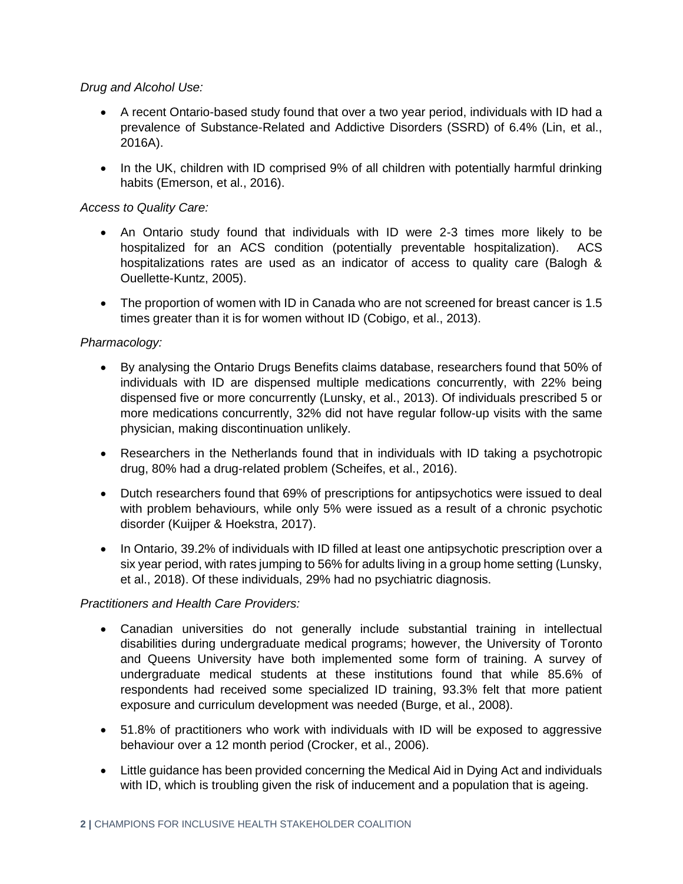*Drug and Alcohol Use:*

- A recent Ontario-based study found that over a two year period, individuals with ID had a prevalence of Substance-Related and Addictive Disorders (SSRD) of 6.4% (Lin, et al., 2016A).
- In the UK, children with ID comprised 9% of all children with potentially harmful drinking habits (Emerson, et al., 2016).

*Access to Quality Care:*

- An Ontario study found that individuals with ID were 2-3 times more likely to be hospitalized for an ACS condition (potentially preventable hospitalization). ACS hospitalizations rates are used as an indicator of access to quality care (Balogh & Ouellette-Kuntz, 2005).
- The proportion of women with ID in Canada who are not screened for breast cancer is 1.5 times greater than it is for women without ID (Cobigo, et al., 2013).

*Pharmacology:*

- By analysing the Ontario Drugs Benefits claims database, researchers found that 50% of individuals with ID are dispensed multiple medications concurrently, with 22% being dispensed five or more concurrently (Lunsky, et al., 2013). Of individuals prescribed 5 or more medications concurrently, 32% did not have regular follow-up visits with the same physician, making discontinuation unlikely.
- Researchers in the Netherlands found that in individuals with ID taking a psychotropic drug, 80% had a drug-related problem (Scheifes, et al., 2016).
- Dutch researchers found that 69% of prescriptions for antipsychotics were issued to deal with problem behaviours, while only 5% were issued as a result of a chronic psychotic disorder (Kuijper & Hoekstra, 2017).
- In Ontario, 39.2% of individuals with ID filled at least one antipsychotic prescription over a six year period, with rates jumping to 56% for adults living in a group home setting (Lunsky, et al., 2018). Of these individuals, 29% had no psychiatric diagnosis.

*Practitioners and Health Care Providers:*

- Canadian universities do not generally include substantial training in intellectual disabilities during undergraduate medical programs; however, the University of Toronto and Queens University have both implemented some form of training. A survey of undergraduate medical students at these institutions found that while 85.6% of respondents had received some specialized ID training, 93.3% felt that more patient exposure and curriculum development was needed (Burge, et al., 2008).
- 51.8% of practitioners who work with individuals with ID will be exposed to aggressive behaviour over a 12 month period (Crocker, et al., 2006).
- Little guidance has been provided concerning the Medical Aid in Dying Act and individuals with ID, which is troubling given the risk of inducement and a population that is ageing.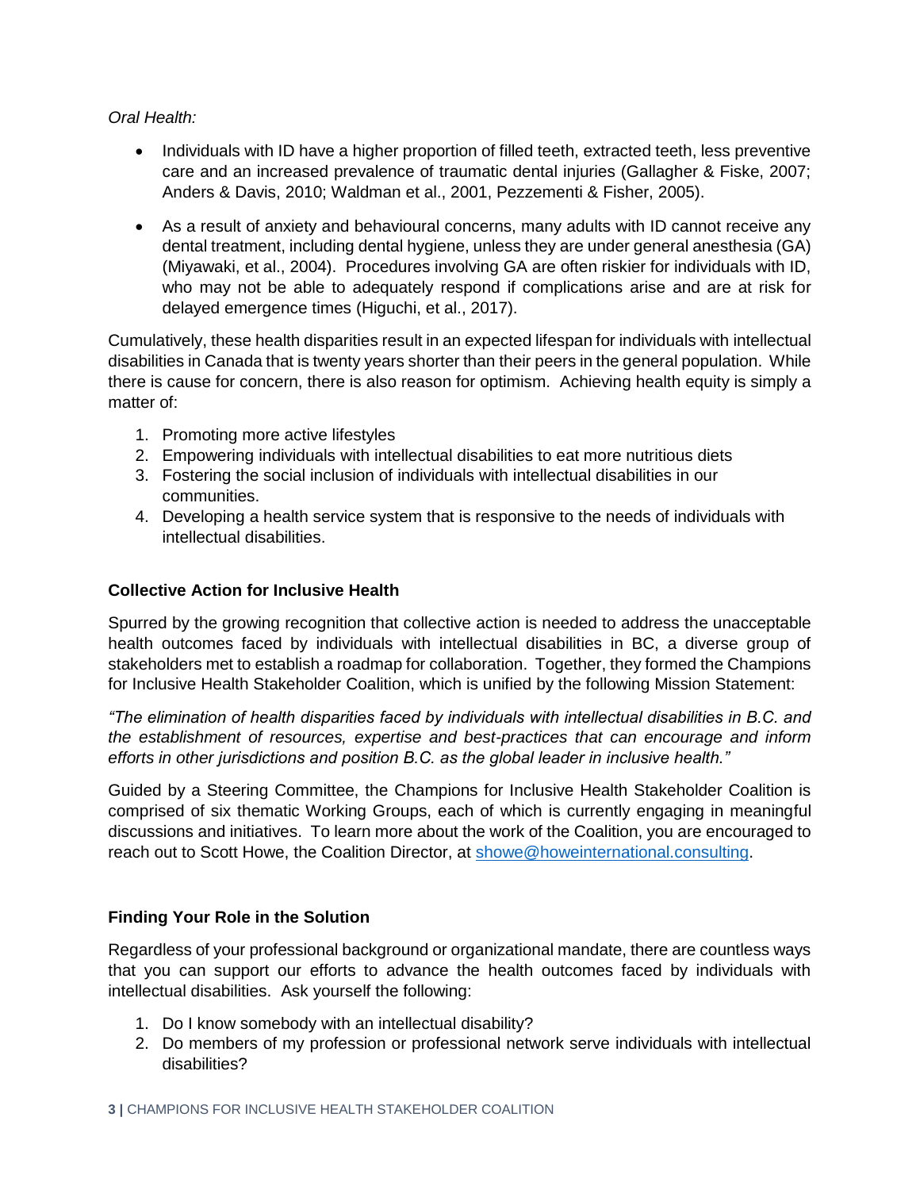*Oral Health:*

- Individuals with ID have a higher proportion of filled teeth, extracted teeth, less preventive care and an increased prevalence of traumatic dental injuries (Gallagher & Fiske, 2007; Anders & Davis, 2010; Waldman et al., 2001, Pezzementi & Fisher, 2005).
- As a result of anxiety and behavioural concerns, many adults with ID cannot receive any dental treatment, including dental hygiene, unless they are under general anesthesia (GA) (Miyawaki, et al., 2004). Procedures involving GA are often riskier for individuals with ID, who may not be able to adequately respond if complications arise and are at risk for delayed emergence times (Higuchi, et al., 2017).

Cumulatively, these health disparities result in an expected lifespan for individuals with intellectual disabilities in Canada that is twenty years shorter than their peers in the general population. While there is cause for concern, there is also reason for optimism. Achieving health equity is simply a matter of:

1. Promoting more active lifestyles
2. Empowering individuals with intellectual disabilities to eat more nutritious diets
3. Fostering the social inclusion of individuals with intellectual disabilities in our communities.
4. Developing a health service system that is responsive to the needs of individuals with intellectual disabilities.

## Collective Action for Inclusive Health

Spurred by the growing recognition that collective action is needed to address the unacceptable health outcomes faced by individuals with intellectual disabilities in BC, a diverse group of stakeholders met to establish a roadmap for collaboration. Together, they formed the Champions for Inclusive Health Stakeholder Coalition, which is unified by the following Mission Statement:

*"The elimination of health disparities faced by individuals with intellectual disabilities in B.C. and the establishment of resources, expertise and best-practices that can encourage and inform efforts in other jurisdictions and position B.C. as the global leader in inclusive health."*

Guided by a Steering Committee, the Champions for Inclusive Health Stakeholder Coalition is comprised of six thematic Working Groups, each of which is currently engaging in meaningful discussions and initiatives. To learn more about the work of the Coalition, you are encouraged to reach out to Scott Howe, the Coalition Director, at showe@howeinternational.consulting.

## Finding Your Role in the Solution

Regardless of your professional background or organizational mandate, there are countless ways that you can support our efforts to advance the health outcomes faced by individuals with intellectual disabilities. Ask yourself the following:

1. Do I know somebody with an intellectual disability?
2. Do members of my profession or professional network serve individuals with intellectual disabilities?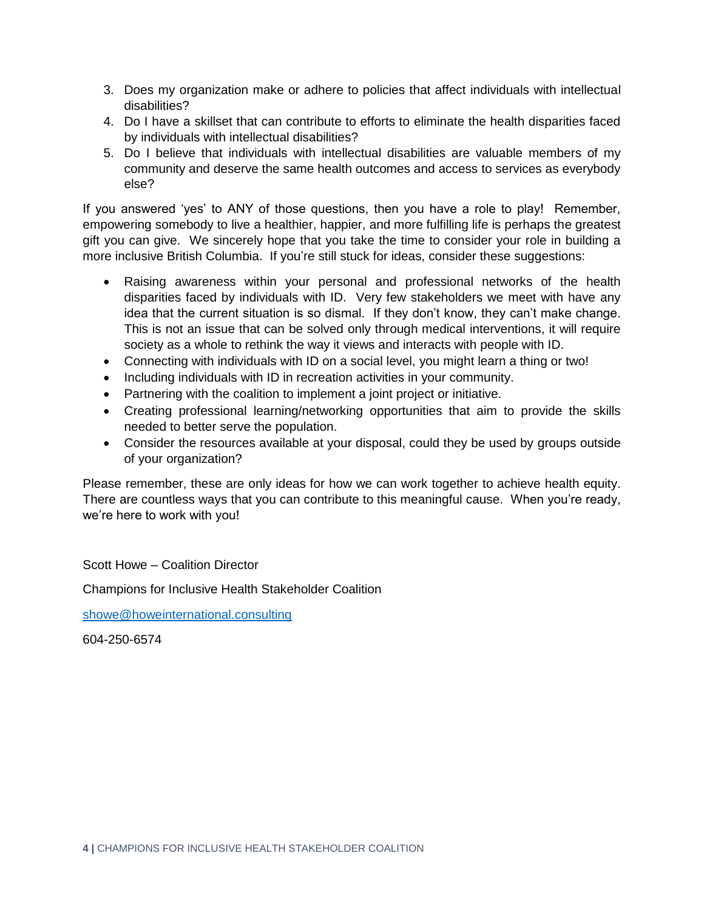3. Does my organization make or adhere to policies that affect individuals with intellectual disabilities?
4. Do I have a skillset that can contribute to efforts to eliminate the health disparities faced by individuals with intellectual disabilities?
5. Do I believe that individuals with intellectual disabilities are valuable members of my community and deserve the same health outcomes and access to services as everybody else?

If you answered 'yes' to ANY of those questions, then you have a role to play! Remember, empowering somebody to live a healthier, happier, and more fulfilling life is perhaps the greatest gift you can give. We sincerely hope that you take the time to consider your role in building a more inclusive British Columbia. If you're still stuck for ideas, consider these suggestions:

- Raising awareness within your personal and professional networks of the health disparities faced by individuals with ID. Very few stakeholders we meet with have any idea that the current situation is so dismal. If they don't know, they can't make change. This is not an issue that can be solved only through medical interventions, it will require society as a whole to rethink the way it views and interacts with people with ID.
- Connecting with individuals with ID on a social level, you might learn a thing or two!
- Including individuals with ID in recreation activities in your community.
- Partnering with the coalition to implement a joint project or initiative.
- Creating professional learning/networking opportunities that aim to provide the skills needed to better serve the population.
- Consider the resources available at your disposal, could they be used by groups outside of your organization?

Please remember, these are only ideas for how we can work together to achieve health equity. There are countless ways that you can contribute to this meaningful cause. When you're ready, we're here to work with you!

Scott Howe – Coalition Director

Champions for Inclusive Health Stakeholder Coalition

showe@howeinternational.consulting

604-250-6574